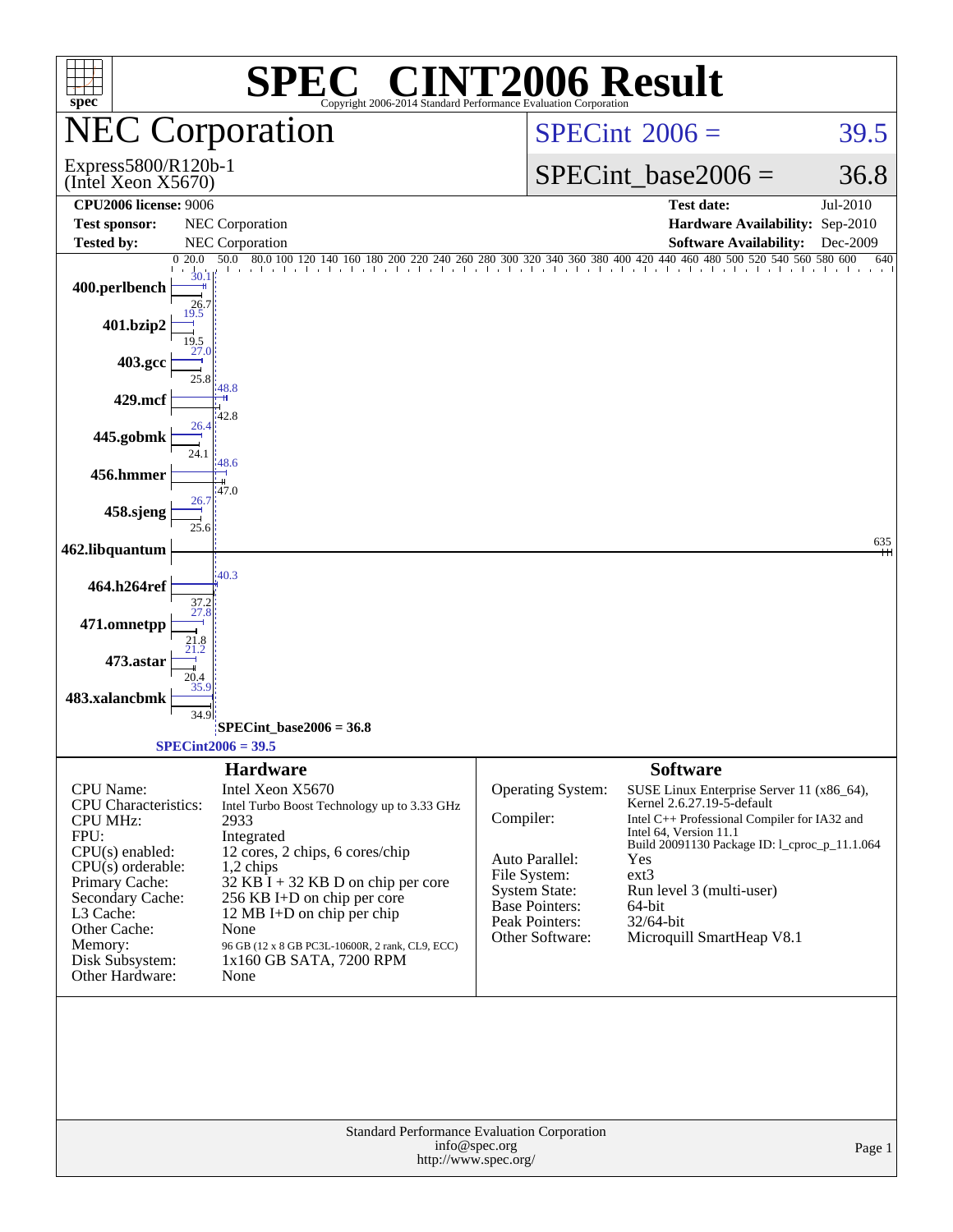# SPEC® CINT2006 Result

Copyright 2006-2014 Standard Performance Evaluation Corporation

## NEC Corporation

Express5800/R120b-1
(Intel Xeon X5670)

SPECint 2006 = 39.5

SPECint_base2006 = 36.8

| | | | |
|---|---|---|---|
| **CPU2006 license:** 9006 | | **Test date:** | Jul-2010 |
| **Test sponsor:** | NEC Corporation | **Hardware Availability:** | Sep-2010 |
| **Tested by:** | NEC Corporation | **Software Availability:** | Dec-2009 |

| Benchmark | Peak | Base |
|---|---|---|
| 400.perlbench | 30.1 | 26.7 |
| 401.bzip2 | 19.5 | 19.5 |
| 403.gcc | 27.0 | 25.8 |
| 429.mcf | 48.8 | 42.8 |
| 445.gobmk | 26.4 | 24.1 |
| 456.hmmer | 48.6 | 47.0 |
| 458.sjeng | 26.7 | 25.6 |
| 462.libquantum | 635 | 635 |
| 464.h264ref | 40.3 | 37.2 |
| 471.omnetpp | 27.8 | 21.8 |
| 473.astar | 21.2 | 20.4 |
| 483.xalancbmk | 35.9 | 34.9 |

SPECint_base2006 = 36.8

SPECint2006 = 39.5

### Hardware

| | |
|---|---|
| CPU Name: | Intel Xeon X5670 |
| CPU Characteristics: | Intel Turbo Boost Technology up to 3.33 GHz |
| CPU MHz: | 2933 |
| FPU: | Integrated |
| CPU(s) enabled: | 12 cores, 2 chips, 6 cores/chip |
| CPU(s) orderable: | 1,2 chips |
| Primary Cache: | 32 KB I + 32 KB D on chip per core |
| Secondary Cache: | 256 KB I+D on chip per core |
| L3 Cache: | 12 MB I+D on chip per chip |
| Other Cache: | None |
| Memory: | 96 GB (12 x 8 GB PC3L-10600R, 2 rank, CL9, ECC) |
| Disk Subsystem: | 1x160 GB SATA, 7200 RPM |
| Other Hardware: | None |

### Software

| | |
|---|---|
| Operating System: | SUSE Linux Enterprise Server 11 (x86_64), Kernel 2.6.27.19-5-default |
| Compiler: | Intel C++ Professional Compiler for IA32 and Intel 64, Version 11.1 Build 20091130 Package ID: l_cproc_p_11.1.064 |
| Auto Parallel: | Yes |
| File System: | ext3 |
| System State: | Run level 3 (multi-user) |
| Base Pointers: | 64-bit |
| Peak Pointers: | 32/64-bit |
| Other Software: | Microquill SmartHeap V8.1 |

Standard Performance Evaluation Corporation
info@spec.org
http://www.spec.org/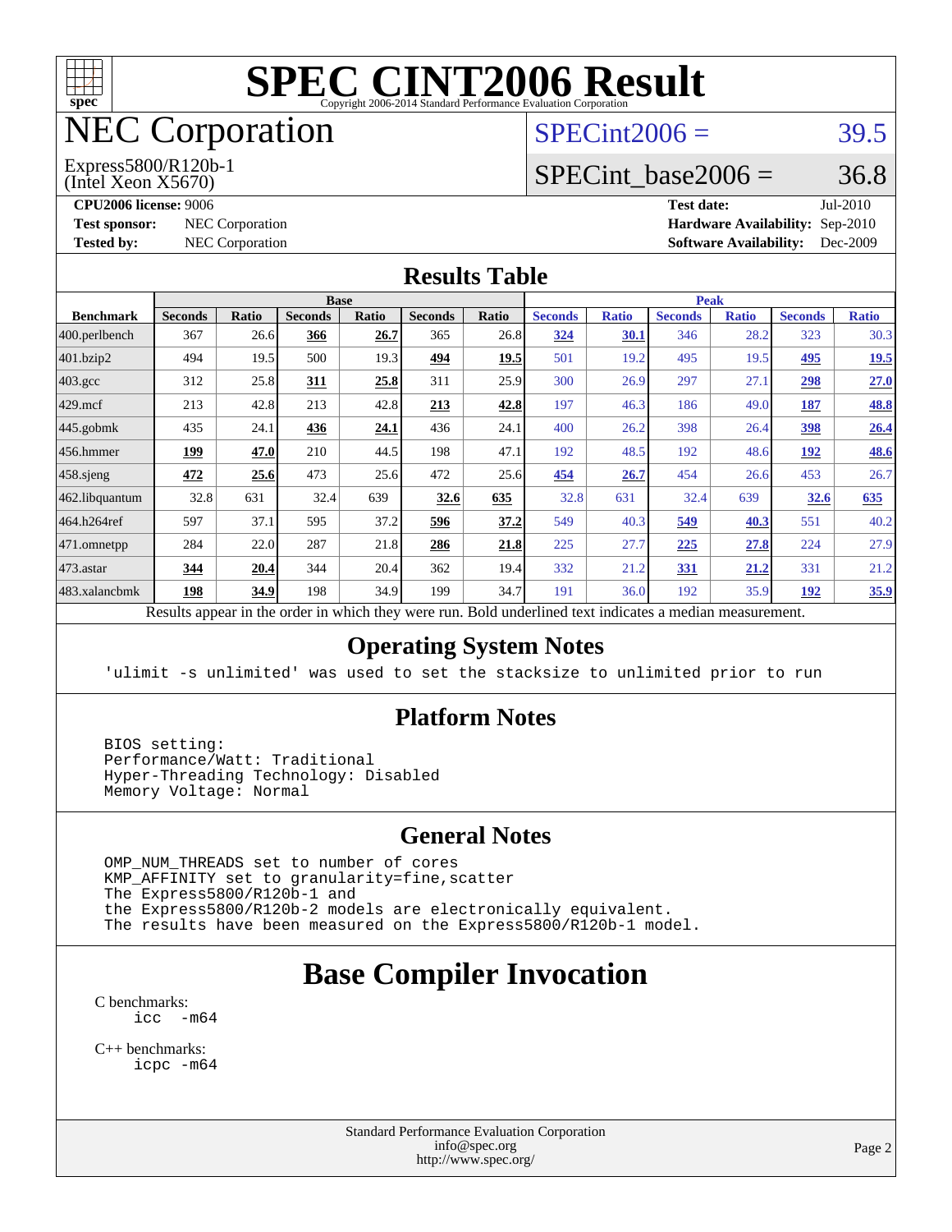# SPEC CINT2006 Result

Copyright 2006-2014 Standard Performance Evaluation Corporation

# NEC Corporation

Express5800/R120b-1
(Intel Xeon X5670)

SPECint2006 = 39.5

SPECint_base2006 = 36.8

**CPU2006 license:** 9006
**Test sponsor:** NEC Corporation
**Tested by:** NEC Corporation

**Test date:** Jul-2010
**Hardware Availability:** Sep-2010
**Software Availability:** Dec-2009

## Results Table

| Benchmark | Base | | | | | | Peak | | | | | |
|---|---|---|---|---|---|---|---|---|---|---|---|---|
| | Seconds | Ratio | Seconds | Ratio | Seconds | Ratio | Seconds | Ratio | Seconds | Ratio | Seconds | Ratio |
| 400.perlbench | 367 | 26.6 | **366** | **26.7** | 365 | 26.8 | **324** | **30.1** | 346 | 28.2 | 323 | 30.3 |
| 401.bzip2 | 494 | 19.5 | 500 | 19.3 | **494** | **19.5** | 501 | 19.2 | 495 | 19.5 | **495** | **19.5** |
| 403.gcc | 312 | 25.8 | **311** | **25.8** | 311 | 25.9 | 300 | 26.9 | 297 | 27.1 | **298** | **27.0** |
| 429.mcf | 213 | 42.8 | 213 | 42.8 | **213** | **42.8** | 197 | 46.3 | 186 | 49.0 | **187** | **48.8** |
| 445.gobmk | 435 | 24.1 | **436** | **24.1** | 436 | 24.1 | 400 | 26.2 | 398 | 26.4 | **398** | **26.4** |
| 456.hmmer | **199** | **47.0** | 210 | 44.5 | 198 | 47.1 | 192 | 48.5 | 192 | 48.6 | **192** | **48.6** |
| 458.sjeng | **472** | **25.6** | 473 | 25.6 | 472 | 25.6 | **454** | **26.7** | 454 | 26.6 | 453 | 26.7 |
| 462.libquantum | 32.8 | 631 | 32.4 | 639 | **32.6** | **635** | 32.8 | 631 | 32.4 | 639 | **32.6** | **635** |
| 464.h264ref | 597 | 37.1 | 595 | 37.2 | **596** | **37.2** | 549 | 40.3 | **549** | **40.3** | 551 | 40.2 |
| 471.omnetpp | 284 | 22.0 | 287 | 21.8 | **286** | **21.8** | 225 | 27.7 | **225** | **27.8** | 224 | 27.9 |
| 473.astar | **344** | **20.4** | 344 | 20.4 | 362 | 19.4 | 332 | 21.2 | **331** | **21.2** | 331 | 21.2 |
| 483.xalancbmk | **198** | **34.9** | 198 | 34.9 | 199 | 34.7 | 191 | 36.0 | 192 | 35.9 | **192** | **35.9** |

Results appear in the order in which they were run. Bold underlined text indicates a median measurement.

## Operating System Notes

```
'ulimit -s unlimited' was used to set the stacksize to unlimited prior to run
```

## Platform Notes

```
BIOS setting:
Performance/Watt: Traditional
Hyper-Threading Technology: Disabled
Memory Voltage: Normal
```

## General Notes

```
OMP_NUM_THREADS set to number of cores
KMP_AFFINITY set to granularity=fine,scatter
The Express5800/R120b-1 and
the Express5800/R120b-2 models are electronically equivalent.
The results have been measured on the Express5800/R120b-1 model.
```

# Base Compiler Invocation

C benchmarks:
```
icc  -m64
```

C++ benchmarks:
```
icpc -m64
```

Standard Performance Evaluation Corporation
info@spec.org
http://www.spec.org/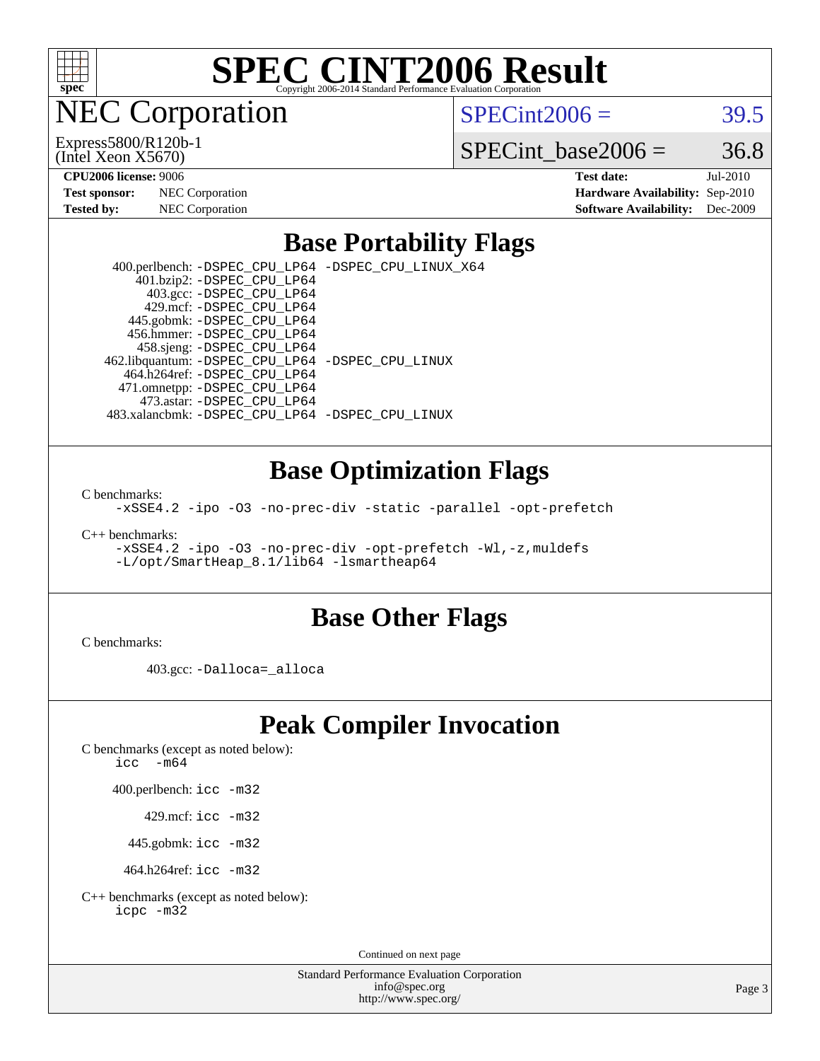# SPEC CINT2006 Result

Copyright 2006-2014 Standard Performance Evaluation Corporation

## NEC Corporation

Express5800/R120b-1
(Intel Xeon X5670)

SPECint2006 = 39.5

SPECint_base2006 = 36.8

**CPU2006 license:** 9006
**Test sponsor:** NEC Corporation
**Tested by:** NEC Corporation

**Test date:** Jul-2010
**Hardware Availability:** Sep-2010
**Software Availability:** Dec-2009

## Base Portability Flags

400.perlbench: -DSPEC_CPU_LP64 -DSPEC_CPU_LINUX_X64
401.bzip2: -DSPEC_CPU_LP64
403.gcc: -DSPEC_CPU_LP64
429.mcf: -DSPEC_CPU_LP64
445.gobmk: -DSPEC_CPU_LP64
456.hmmer: -DSPEC_CPU_LP64
458.sjeng: -DSPEC_CPU_LP64
462.libquantum: -DSPEC_CPU_LP64 -DSPEC_CPU_LINUX
464.h264ref: -DSPEC_CPU_LP64
471.omnetpp: -DSPEC_CPU_LP64
473.astar: -DSPEC_CPU_LP64
483.xalancbmk: -DSPEC_CPU_LP64 -DSPEC_CPU_LINUX

## Base Optimization Flags

C benchmarks:
-xSSE4.2 -ipo -O3 -no-prec-div -static -parallel -opt-prefetch

C++ benchmarks:
-xSSE4.2 -ipo -O3 -no-prec-div -opt-prefetch -Wl,-z,muldefs
-L/opt/SmartHeap_8.1/lib64 -lsmartheap64

## Base Other Flags

C benchmarks:

403.gcc: -Dalloca=_alloca

## Peak Compiler Invocation

C benchmarks (except as noted below):
icc -m64

400.perlbench: icc -m32

429.mcf: icc -m32

445.gobmk: icc -m32

464.h264ref: icc -m32

C++ benchmarks (except as noted below):
icpc -m32

Continued on next page

Standard Performance Evaluation Corporation
info@spec.org
http://www.spec.org/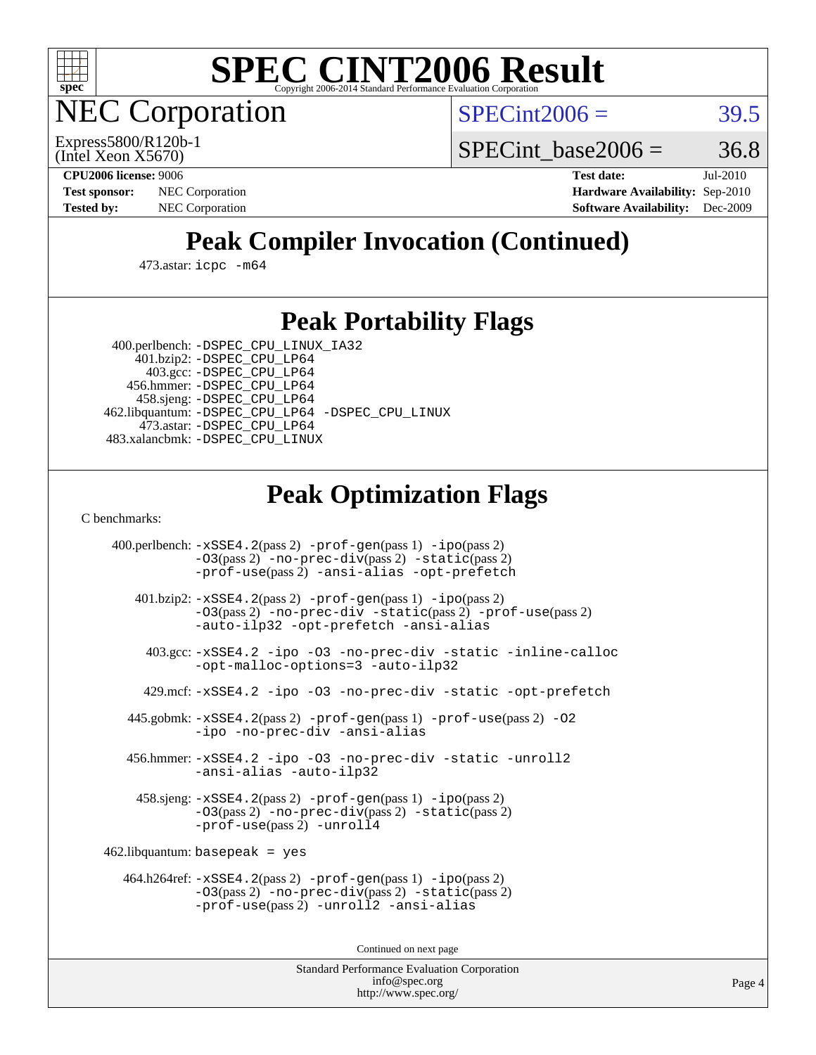# SPEC CINT2006 Result

Copyright 2006-2014 Standard Performance Evaluation Corporation

## NEC Corporation

Express5800/R120b-1
(Intel Xeon X5670)

SPECint2006 = 39.5

SPECint_base2006 = 36.8

**CPU2006 license:** 9006
**Test sponsor:** NEC Corporation
**Tested by:** NEC Corporation

**Test date:** Jul-2010
**Hardware Availability:** Sep-2010
**Software Availability:** Dec-2009

## Peak Compiler Invocation (Continued)

473.astar: `icpc -m64`

## Peak Portability Flags

400.perlbench: `-DSPEC_CPU_LINUX_IA32`
401.bzip2: `-DSPEC_CPU_LP64`
403.gcc: `-DSPEC_CPU_LP64`
456.hmmer: `-DSPEC_CPU_LP64`
458.sjeng: `-DSPEC_CPU_LP64`
462.libquantum: `-DSPEC_CPU_LP64 -DSPEC_CPU_LINUX`
473.astar: `-DSPEC_CPU_LP64`
483.xalancbmk: `-DSPEC_CPU_LINUX`

## Peak Optimization Flags

C benchmarks:

400.perlbench: `-xSSE4.2`(pass 2) `-prof-gen`(pass 1) `-ipo`(pass 2) `-O3`(pass 2) `-no-prec-div`(pass 2) `-static`(pass 2) `-prof-use`(pass 2) `-ansi-alias -opt-prefetch`

401.bzip2: `-xSSE4.2`(pass 2) `-prof-gen`(pass 1) `-ipo`(pass 2) `-O3`(pass 2) `-no-prec-div -static`(pass 2) `-prof-use`(pass 2) `-auto-ilp32 -opt-prefetch -ansi-alias`

403.gcc: `-xSSE4.2 -ipo -O3 -no-prec-div -static -inline-calloc -opt-malloc-options=3 -auto-ilp32`

429.mcf: `-xSSE4.2 -ipo -O3 -no-prec-div -static -opt-prefetch`

445.gobmk: `-xSSE4.2`(pass 2) `-prof-gen`(pass 1) `-prof-use`(pass 2) `-O2 -ipo -no-prec-div -ansi-alias`

456.hmmer: `-xSSE4.2 -ipo -O3 -no-prec-div -static -unroll2 -ansi-alias -auto-ilp32`

458.sjeng: `-xSSE4.2`(pass 2) `-prof-gen`(pass 1) `-ipo`(pass 2) `-O3`(pass 2) `-no-prec-div`(pass 2) `-static`(pass 2) `-prof-use`(pass 2) `-unroll4`

462.libquantum: `basepeak = yes`

464.h264ref: `-xSSE4.2`(pass 2) `-prof-gen`(pass 1) `-ipo`(pass 2) `-O3`(pass 2) `-no-prec-div`(pass 2) `-static`(pass 2) `-prof-use`(pass 2) `-unroll2 -ansi-alias`

Continued on next page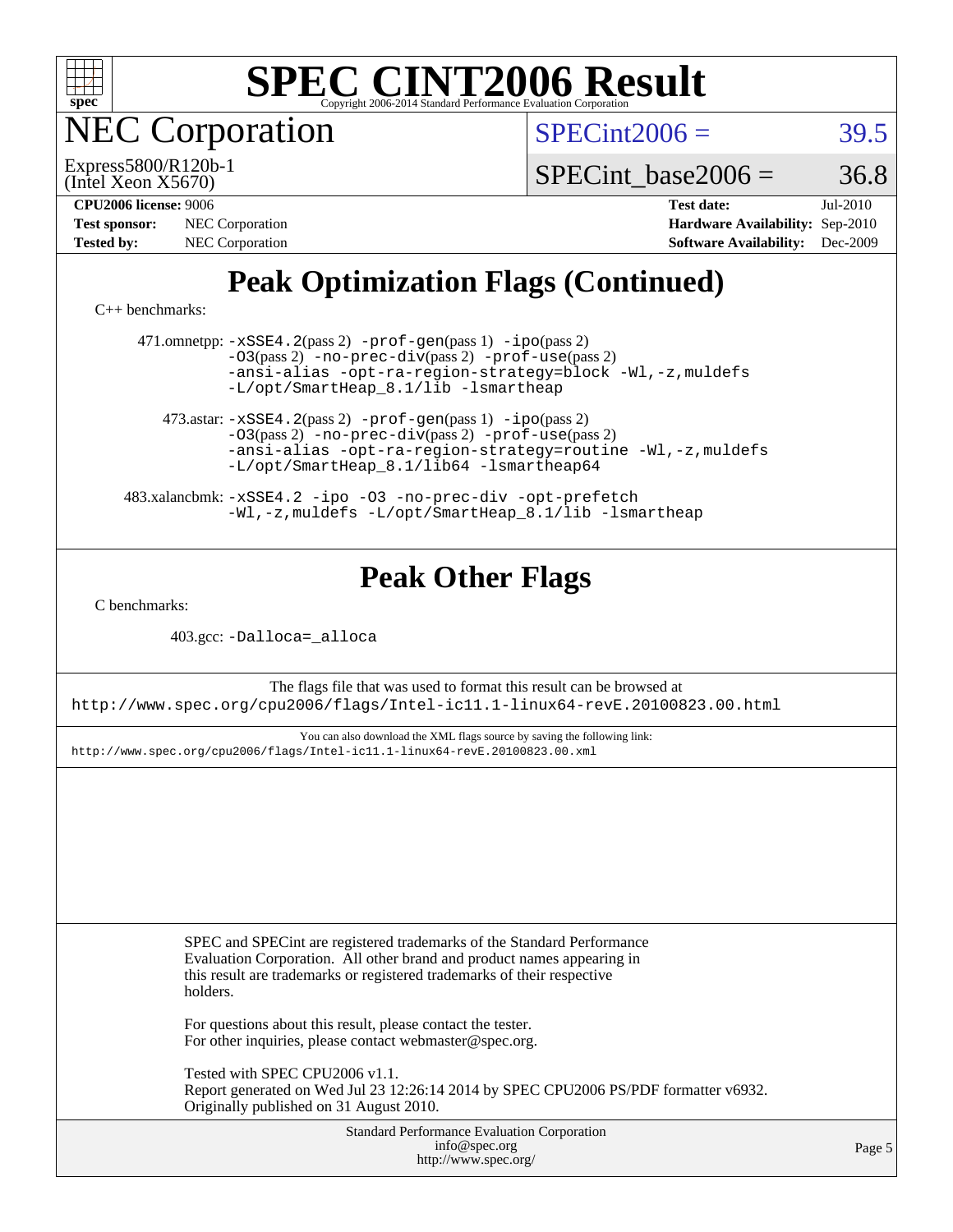# Peak Optimization Flags (Continued)

C++ benchmarks:

471.omnetpp: -xSSE4.2(pass 2) -prof-gen(pass 1) -ipo(pass 2) -O3(pass 2) -no-prec-div(pass 2) -prof-use(pass 2) -ansi-alias -opt-ra-region-strategy=block -Wl,-z,muldefs -L/opt/SmartHeap_8.1/lib -lsmartheap

473.astar: -xSSE4.2(pass 2) -prof-gen(pass 1) -ipo(pass 2) -O3(pass 2) -no-prec-div(pass 2) -prof-use(pass 2) -ansi-alias -opt-ra-region-strategy=routine -Wl,-z,muldefs -L/opt/SmartHeap_8.1/lib64 -lsmartheap64

483.xalancbmk: -xSSE4.2 -ipo -O3 -no-prec-div -opt-prefetch -Wl,-z,muldefs -L/opt/SmartHeap_8.1/lib -lsmartheap

# Peak Other Flags

C benchmarks:

403.gcc: -Dalloca=_alloca

The flags file that was used to format this result can be browsed at
http://www.spec.org/cpu2006/flags/Intel-ic11.1-linux64-revE.20100823.00.html

You can also download the XML flags source by saving the following link:
http://www.spec.org/cpu2006/flags/Intel-ic11.1-linux64-revE.20100823.00.xml

SPEC and SPECint are registered trademarks of the Standard Performance Evaluation Corporation. All other brand and product names appearing in this result are trademarks or registered trademarks of their respective holders.

For questions about this result, please contact the tester.
For other inquiries, please contact webmaster@spec.org.

Tested with SPEC CPU2006 v1.1.
Report generated on Wed Jul 23 12:26:14 2014 by SPEC CPU2006 PS/PDF formatter v6932.
Originally published on 31 August 2010.